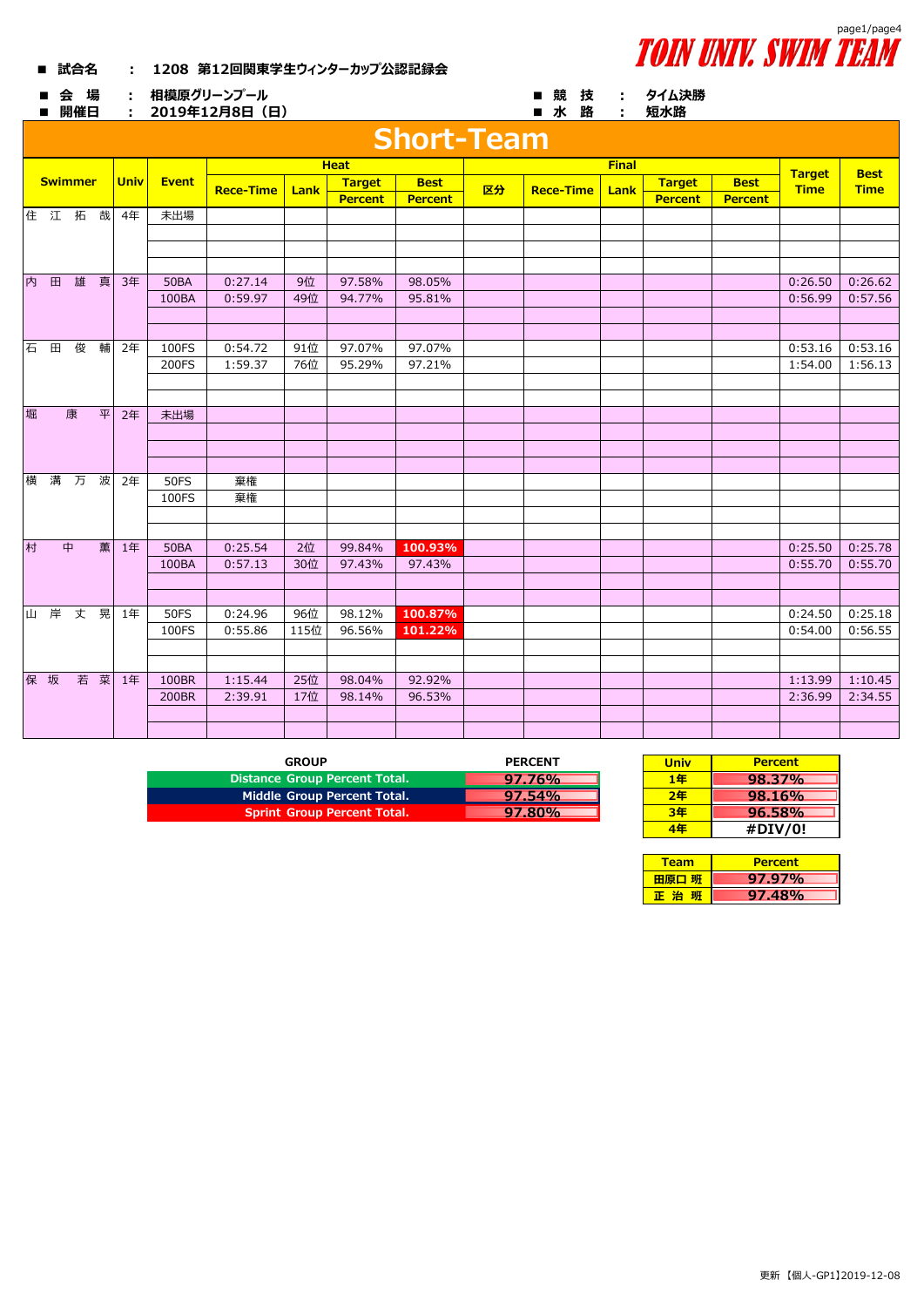TOIN UNIV. SWIM TEAM

■ 試合名　：　1208 第12回関東学生ウィンターカップ公認記録会

■ 会　場　：　相模原グリーンプール

■ 開催日　：　2019年12月8日（日）

■ 競　技　：　タイム決勝

■ 水　路　：　短水路

# Short-Team

| Swimmer | Univ | Event | Heat | | | | Final | | | | | Target Time | Best Time |
|---|---|---|---|---|---|---|---|---|---|---|---|---|---|
| | | | Rece-Time | Lank | Target Percent | Best Percent | 区分 | Rece-Time | Lank | Target Percent | Best Percent | | |
| 住 江 拓 哉 | 4年 | 未出場 | | | | | | | | | | | |
| 内 田 雄 真 | 3年 | 50BA | 0:27.14 | 9位 | 97.58% | 98.05% | | | | | | 0:26.50 | 0:26.62 |
| | | 100BA | 0:59.97 | 49位 | 94.77% | 95.81% | | | | | | 0:56.99 | 0:57.56 |
| 石 田 俊 輔 | 2年 | 100FS | 0:54.72 | 91位 | 97.07% | 97.07% | | | | | | 0:53.16 | 0:53.16 |
| | | 200FS | 1:59.37 | 76位 | 95.29% | 97.21% | | | | | | 1:54.00 | 1:56.13 |
| 堀 康 平 | 2年 | 未出場 | | | | | | | | | | | |
| 横 溝 万 波 | 2年 | 50FS | 棄権 | | | | | | | | | | |
| | | 100FS | 棄権 | | | | | | | | | | |
| 村 中 薫 | 1年 | 50BA | 0:25.54 | 2位 | 99.84% | 100.93% | | | | | | 0:25.50 | 0:25.78 |
| | | 100BA | 0:57.13 | 30位 | 97.43% | 97.43% | | | | | | 0:55.70 | 0:55.70 |
| 山 岸 丈 晃 | 1年 | 50FS | 0:24.96 | 96位 | 98.12% | 100.87% | | | | | | 0:24.50 | 0:25.18 |
| | | 100FS | 0:55.86 | 115位 | 96.56% | 101.22% | | | | | | 0:54.00 | 0:56.55 |
| 保 坂 若 菜 | 1年 | 100BR | 1:15.44 | 25位 | 98.04% | 92.92% | | | | | | 1:13.99 | 1:10.45 |
| | | 200BR | 2:39.91 | 17位 | 98.14% | 96.53% | | | | | | 2:36.99 | 2:34.55 |

| GROUP | PERCENT |
|---|---|
| Distance Group Percent Total. | 97.76% |
| Middle Group Percent Total. | 97.54% |
| Sprint Group Percent Total. | 97.80% |

| Univ | Percent |
|---|---|
| 1年 | 98.37% |
| 2年 | 98.16% |
| 3年 | 96.58% |
| 4年 | #DIV/0! |

| Team | Percent |
|---|---|
| 田原口 班 | 97.97% |
| 正 治 班 | 97.48% |

更新【個人-GP1】2019-12-08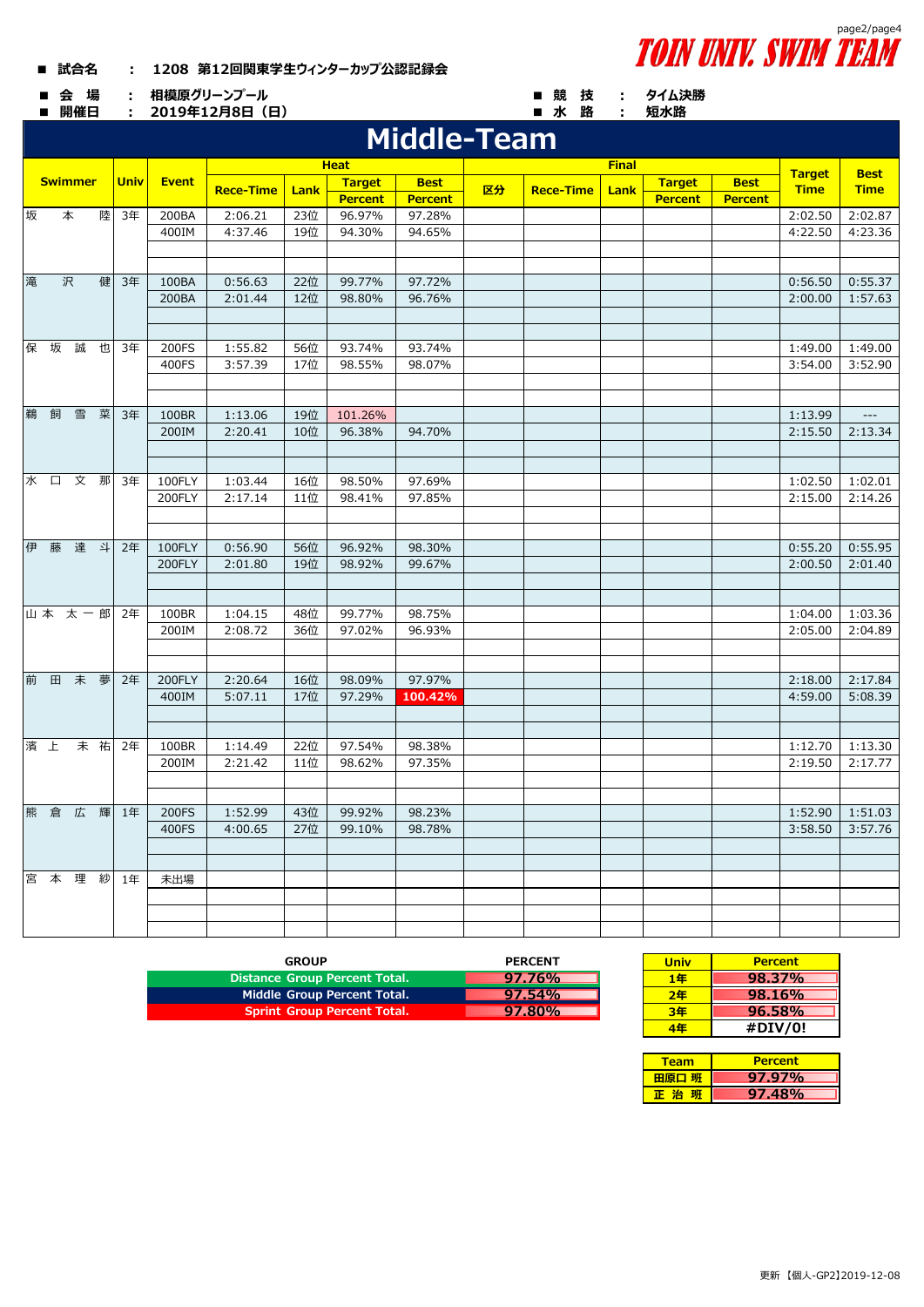TOIN UNIV. SWIM TEAM

■ 試合名　：　1208 第12回関東学生ウィンターカップ公認記録会

■ 会　場　：　相模原グリーンプール　　　　■ 競　技　：　タイム決勝

■ 開催日　：　2019年12月8日（日）　　　　■ 水　路　：　短水路

# Middle-Team

| Swimmer | Univ | Event | Heat | | | | Final | | | | | Target Time | Best Time |
|---|---|---|---|---|---|---|---|---|---|---|---|---|---|
| | | | Rece-Time | Lank | Target Percent | Best Percent | 区分 | Rece-Time | Lank | Target Percent | Best Percent | | |
| 坂　本　陸 | 3年 | 200BA | 2:06.21 | 23位 | 96.97% | 97.28% | | | | | | 2:02.50 | 2:02.87 |
| | | 400IM | 4:37.46 | 19位 | 94.30% | 94.65% | | | | | | 4:22.50 | 4:23.36 |
| 滝　沢　健 | 3年 | 100BA | 0:56.63 | 22位 | 99.77% | 97.72% | | | | | | 0:56.50 | 0:55.37 |
| | | 200BA | 2:01.44 | 12位 | 98.80% | 96.76% | | | | | | 2:00.00 | 1:57.63 |
| 保　坂　誠　也 | 3年 | 200FS | 1:55.82 | 56位 | 93.74% | 93.74% | | | | | | 1:49.00 | 1:49.00 |
| | | 400FS | 3:57.39 | 17位 | 98.55% | 98.07% | | | | | | 3:54.00 | 3:52.90 |
| 鵜　飼　雪　菜 | 3年 | 100BR | 1:13.06 | 19位 | 101.26% | | | | | | | 1:13.99 | --- |
| | | 200IM | 2:20.41 | 10位 | 96.38% | 94.70% | | | | | | 2:15.50 | 2:13.34 |
| 水　口　文　那 | 3年 | 100FLY | 1:03.44 | 16位 | 98.50% | 97.69% | | | | | | 1:02.50 | 1:02.01 |
| | | 200FLY | 2:17.14 | 11位 | 98.41% | 97.85% | | | | | | 2:15.00 | 2:14.26 |
| 伊　藤　達　斗 | 2年 | 100FLY | 0:56.90 | 56位 | 96.92% | 98.30% | | | | | | 0:55.20 | 0:55.95 |
| | | 200FLY | 2:01.80 | 19位 | 98.92% | 99.67% | | | | | | 2:00.50 | 2:01.40 |
| 山本　太一郎 | 2年 | 100BR | 1:04.15 | 48位 | 99.77% | 98.75% | | | | | | 1:04.00 | 1:03.36 |
| | | 200IM | 2:08.72 | 36位 | 97.02% | 96.93% | | | | | | 2:05.00 | 2:04.89 |
| 前　田　未　夢 | 2年 | 200FLY | 2:20.64 | 16位 | 98.09% | 97.97% | | | | | | 2:18.00 | 2:17.84 |
| | | 400IM | 5:07.11 | 17位 | 97.29% | 100.42% | | | | | | 4:59.00 | 5:08.39 |
| 濱　上　未　祐 | 2年 | 100BR | 1:14.49 | 22位 | 97.54% | 98.38% | | | | | | 1:12.70 | 1:13.30 |
| | | 200IM | 2:21.42 | 11位 | 98.62% | 97.35% | | | | | | 2:19.50 | 2:17.77 |
| 熊　倉　広　輝 | 1年 | 200FS | 1:52.99 | 43位 | 99.92% | 98.23% | | | | | | 1:52.90 | 1:51.03 |
| | | 400FS | 4:00.65 | 27位 | 99.10% | 98.78% | | | | | | 3:58.50 | 3:57.76 |
| 宮　本　理　紗 | 1年 | 未出場 | | | | | | | | | | | |

| GROUP | PERCENT |
|---|---|
| Distance Group Percent Total. | 97.76% |
| Middle Group Percent Total. | 97.54% |
| Sprint Group Percent Total. | 97.80% |

| Univ | Percent |
|---|---|
| 1年 | 98.37% |
| 2年 | 98.16% |
| 3年 | 96.58% |
| 4年 | #DIV/0! |

| Team | Percent |
|---|---|
| 田原口 班 | 97.97% |
| 正 治 班 | 97.48% |

更新【個人-GP2】2019-12-08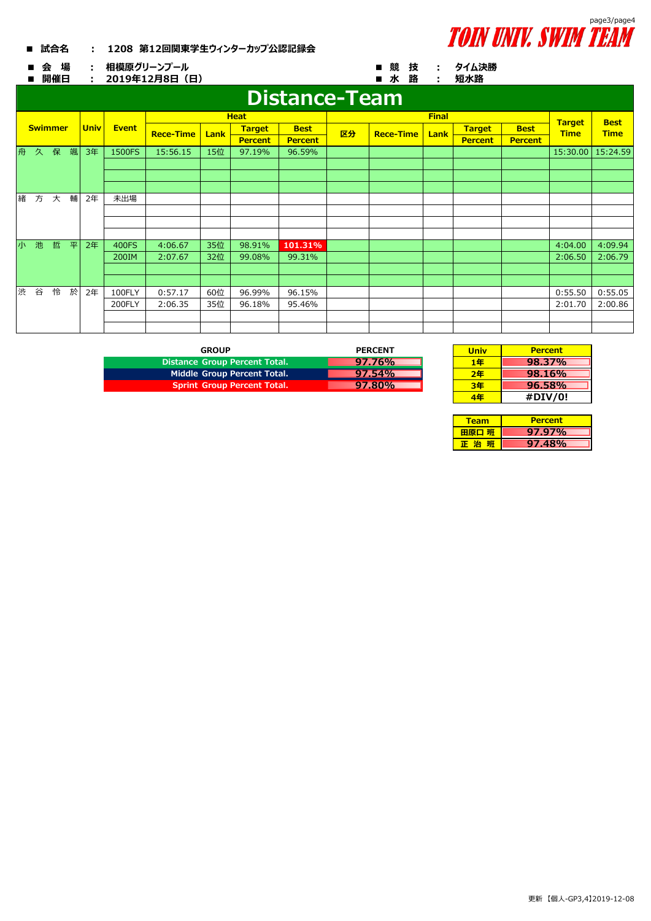■ 試合名　：　1208 第12回関東学生ウィンターカップ公認記録会

TOIN UNIV. SWIM TEAM

■ 会　場　：　相模原グリーンプール　　　■ 競　技　：　タイム決勝

■ 開催日　：　2019年12月8日（日）　　　■ 水　路　：　短水路

# Distance-Team

| Swimmer | Univ | Event | Heat Rece-Time | Heat Lank | Heat Target Percent | Heat Best Percent | Final 区分 | Final Rece-Time | Final Lank | Final Target Percent | Final Best Percent | Target Time | Best Time |
|---|---|---|---|---|---|---|---|---|---|---|---|---|---|
| 舟 久 保 颯 | 3年 | 1500FS | 15:56.15 | 15位 | 97.19% | 96.59% | | | | | | 15:30.00 | 15:24.59 |
| 緒 方 大 輔 | 2年 | 未出場 | | | | | | | | | | | |
| 小 池 哲 平 | 2年 | 400FS | 4:06.67 | 35位 | 98.91% | 101.31% | | | | | | 4:04.00 | 4:09.94 |
| | | 200IM | 2:07.67 | 32位 | 99.08% | 99.31% | | | | | | 2:06.50 | 2:06.79 |
| 渋 谷 怜 於 | 2年 | 100FLY | 0:57.17 | 60位 | 96.99% | 96.15% | | | | | | 0:55.50 | 0:55.05 |
| | | 200FLY | 2:06.35 | 35位 | 96.18% | 95.46% | | | | | | 2:01.70 | 2:00.86 |

| GROUP | PERCENT |
|---|---|
| Distance Group Percent Total. | 97.76% |
| Middle Group Percent Total. | 97.54% |
| Sprint Group Percent Total. | 97.80% |

| Univ | Percent |
|---|---|
| 1年 | 98.37% |
| 2年 | 98.16% |
| 3年 | 96.58% |
| 4年 | #DIV/0! |

| Team | Percent |
|---|---|
| 田原口 班 | 97.97% |
| 正 治 班 | 97.48% |

更新 【個人-GP3,4】2019-12-08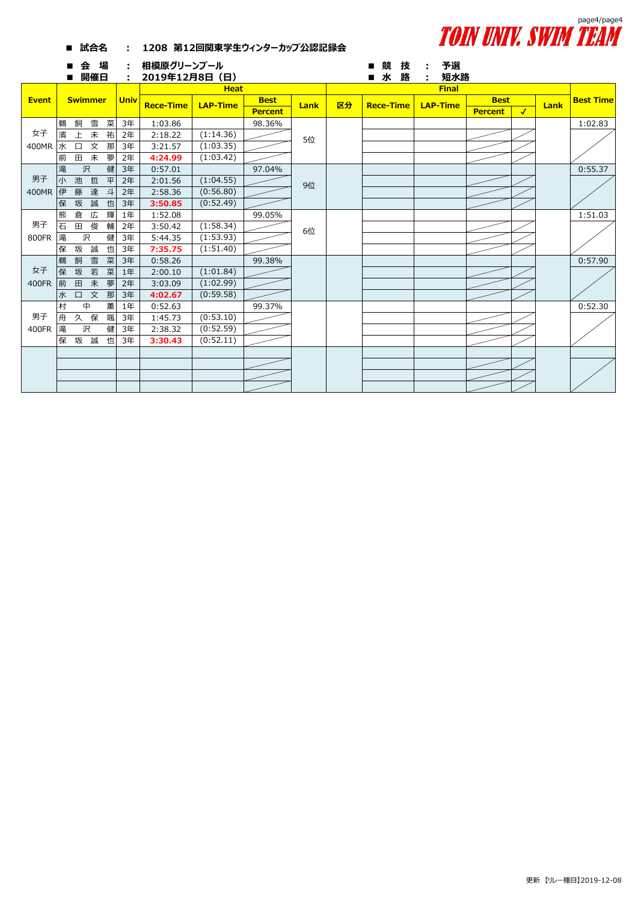TOIN UNIV. SWIM TEAM

■ 試合名　：　1208 第12回関東学生ウィンターカップ公認記録会

■ 会　場　：　相模原グリーンプール　　　■ 競　技　：　予選

■ 開催日　：　2019年12月8日（日）　　　■ 水　路　：　短水路

| Event | Swimmer | Univ | Heat | | | | Final | | | | | | Best Time |
|---|---|---|---|---|---|---|---|---|---|---|---|---|---|
| | | | Rece-Time | LAP-Time | Best Percent | Lank | 区分 | Rece-Time | LAP-Time | Best Percent | ✓ | Lank | |
| 女子 400MR | 鵜飼　雪菜 | 3年 | 1:03.86 | | 98.36% | 5位 | | | | | | | 1:02.83 |
| | 濱上　未祐 | 2年 | 2:18.22 | (1:14.36) | | | | | | | | | |
| | 水口　文那 | 3年 | 3:21.57 | (1:03.35) | | | | | | | | | |
| | 前田　未夢 | 2年 | **4:24.99** | (1:03.42) | | | | | | | | | |
| 男子 400MR | 滝沢　健 | 3年 | 0:57.01 | | 97.04% | 9位 | | | | | | | 0:55.37 |
| | 小池　哲平 | 2年 | 2:01.56 | (1:04.55) | | | | | | | | | |
| | 伊藤　達斗 | 2年 | 2:58.36 | (0:56.80) | | | | | | | | | |
| | 保坂　誠也 | 3年 | **3:50.85** | (0:52.49) | | | | | | | | | |
| 男子 800FR | 熊倉　広輝 | 1年 | 1:52.08 | | 99.05% | 6位 | | | | | | | 1:51.03 |
| | 石田　俊輔 | 2年 | 3:50.42 | (1:58.34) | | | | | | | | | |
| | 滝沢　健 | 3年 | 5:44.35 | (1:53.93) | | | | | | | | | |
| | 保坂　誠也 | 3年 | **7:35.75** | (1:51.40) | | | | | | | | | |
| 女子 400FR | 鵜飼　雪菜 | 3年 | 0:58.26 | | 99.38% | | | | | | | | 0:57.90 |
| | 保坂　若菜 | 1年 | 2:00.10 | (1:01.84) | | | | | | | | | |
| | 前田　未夢 | 2年 | 3:03.09 | (1:02.99) | | | | | | | | | |
| | 水口　文那 | 3年 | **4:02.67** | (0:59.58) | | | | | | | | | |
| 男子 400FR | 村中　薫 | 1年 | 0:52.63 | | 99.37% | | | | | | | | 0:52.30 |
| | 舟久保　颯 | 3年 | 1:45.73 | (0:53.10) | | | | | | | | | |
| | 滝沢　健 | 3年 | 2:38.32 | (0:52.59) | | | | | | | | | |
| | 保坂　誠也 | 3年 | **3:30.43** | (0:52.11) | | | | | | | | | |

更新 【リレー種目】2019-12-08